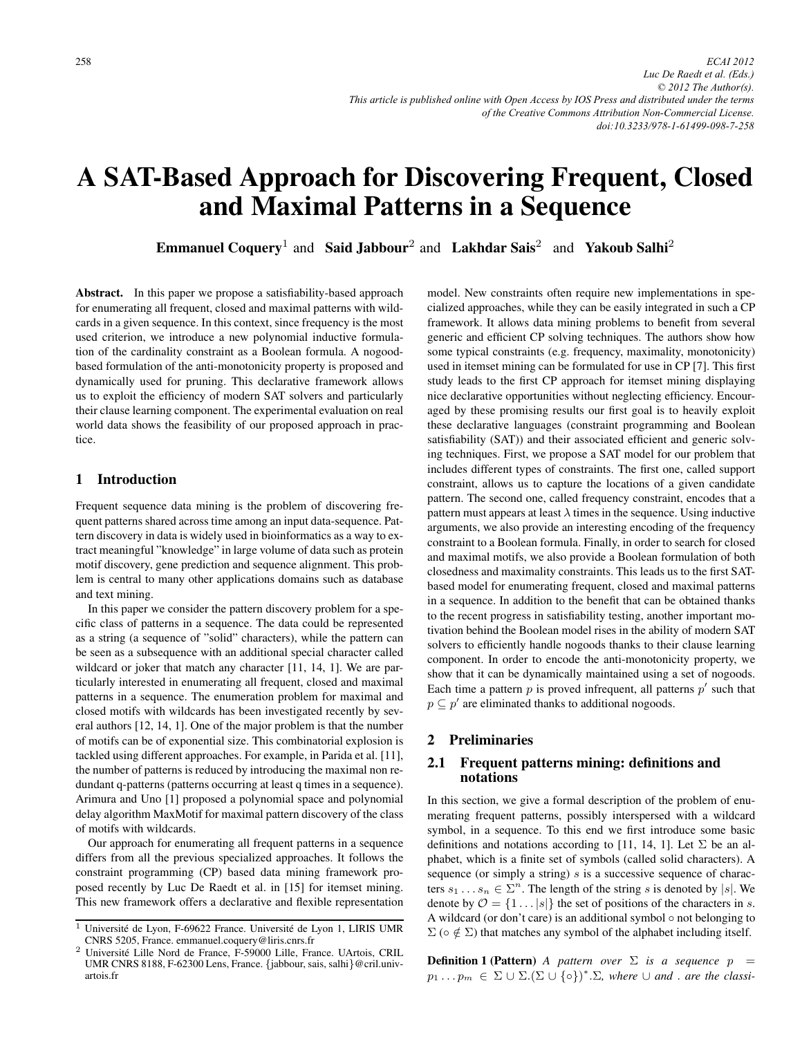# A SAT-Based Approach for Discovering Frequent, Closed and Maximal Patterns in a Sequence

**Emmanuel Coquery**[1] and **Said Jabbour**[2] and **Lakhdar Sais**[2] and **Yakoub Salhi**[2]

**Abstract.** In this paper we propose a satisfiability-based approach for enumerating all frequent, closed and maximal patterns with wildcards in a given sequence. In this context, since frequency is the most used criterion, we introduce a new polynomial inductive formulation of the cardinality constraint as a Boolean formula. A nogood-based formulation of the anti-monotonicity property is proposed and dynamically used for pruning. This declarative framework allows us to exploit the efficiency of modern SAT solvers and particularly their clause learning component. The experimental evaluation on real world data shows the feasibility of our proposed approach in practice.

## 1 Introduction

Frequent sequence data mining is the problem of discovering frequent patterns shared across time among an input data-sequence. Pattern discovery in data is widely used in bioinformatics as a way to extract meaningful "knowledge" in large volume of data such as protein motif discovery, gene prediction and sequence alignment. This problem is central to many other applications domains such as database and text mining.

In this paper we consider the pattern discovery problem for a specific class of patterns in a sequence. The data could be represented as a string (a sequence of "solid" characters), while the pattern can be seen as a subsequence with an additional special character called wildcard or joker that match any character [11, 14, 1]. We are particularly interested in enumerating all frequent, closed and maximal patterns in a sequence. The enumeration problem for maximal and closed motifs with wildcards has been investigated recently by several authors [12, 14, 1]. One of the major problem is that the number of motifs can be of exponential size. This combinatorial explosion is tackled using different approaches. For example, in Parida et al. [11], the number of patterns is reduced by introducing the maximal non redundant q-patterns (patterns occurring at least q times in a sequence). Arimura and Uno [1] proposed a polynomial space and polynomial delay algorithm MaxMotif for maximal pattern discovery of the class of motifs with wildcards.

Our approach for enumerating all frequent patterns in a sequence differs from all the previous specialized approaches. It follows the constraint programming (CP) based data mining framework proposed recently by Luc De Raedt et al. in [15] for itemset mining. This new framework offers a declarative and flexible representation model. New constraints often require new implementations in specialized approaches, while they can be easily integrated in such a CP framework. It allows data mining problems to benefit from several generic and efficient CP solving techniques. The authors show how some typical constraints (e.g. frequency, maximality, monotonicity) used in itemset mining can be formulated for use in CP [7]. This first study leads to the first CP approach for itemset mining displaying nice declarative opportunities without neglecting efficiency. Encouraged by these promising results our first goal is to heavily exploit these declarative languages (constraint programming and Boolean satisfiability (SAT)) and their associated efficient and generic solving techniques. First, we propose a SAT model for our problem that includes different types of constraints. The first one, called support constraint, allows us to capture the locations of a given candidate pattern. The second one, called frequency constraint, encodes that a pattern must appears at least $\lambda$ times in the sequence. Using inductive arguments, we also provide an interesting encoding of the frequency constraint to a Boolean formula. Finally, in order to search for closed and maximal motifs, we also provide a Boolean formulation of both closedness and maximality constraints. This leads us to the first SAT-based model for enumerating frequent, closed and maximal patterns in a sequence. In addition to the benefit that can be obtained thanks to the recent progress in satisfiability testing, another important motivation behind the Boolean model rises in the ability of modern SAT solvers to efficiently handle nogoods thanks to their clause learning component. In order to encode the anti-monotonicity property, we show that it can be dynamically maintained using a set of nogoods. Each time a pattern $p$ is proved infrequent, all patterns $p'$ such that $p \subseteq p'$ are eliminated thanks to additional nogoods.

## 2 Preliminaries

### 2.1 Frequent patterns mining: definitions and notations

In this section, we give a formal description of the problem of enumerating frequent patterns, possibly interspersed with a wildcard symbol, in a sequence. To this end we first introduce some basic definitions and notations according to [11, 14, 1]. Let $\Sigma$ be an alphabet, which is a finite set of symbols (called solid characters). A sequence (or simply a string) $s$ is a successive sequence of characters $s_1 \dots s_n \in \Sigma^n$. The length of the string $s$ is denoted by $|s|$. We denote by $\mathcal{O} = \{1 \dots |s|\}$ the set of positions of the characters in $s$. A wildcard (or don't care) is an additional symbol $\circ$ not belonging to $\Sigma$ ($\circ \notin \Sigma$) that matches any symbol of the alphabet including itself.

**Definition 1 (Pattern)** *A pattern over $\Sigma$ is a sequence $p = p_1 \dots p_m \in \Sigma \cup \Sigma.(\Sigma \cup \{\circ\})^*.\Sigma$, where $\cup$ and . are the classi-*

[1] Université de Lyon, F-69622 France. Université de Lyon 1, LIRIS UMR CNRS 5205, France. emmanuel.coquery@liris.cnrs.fr

[2] Université Lille Nord de France, F-59000 Lille, France. UArtois, CRIL UMR CNRS 8188, F-62300 Lens, France. {jabbour, sais, salhi}@cril.univ-artois.fr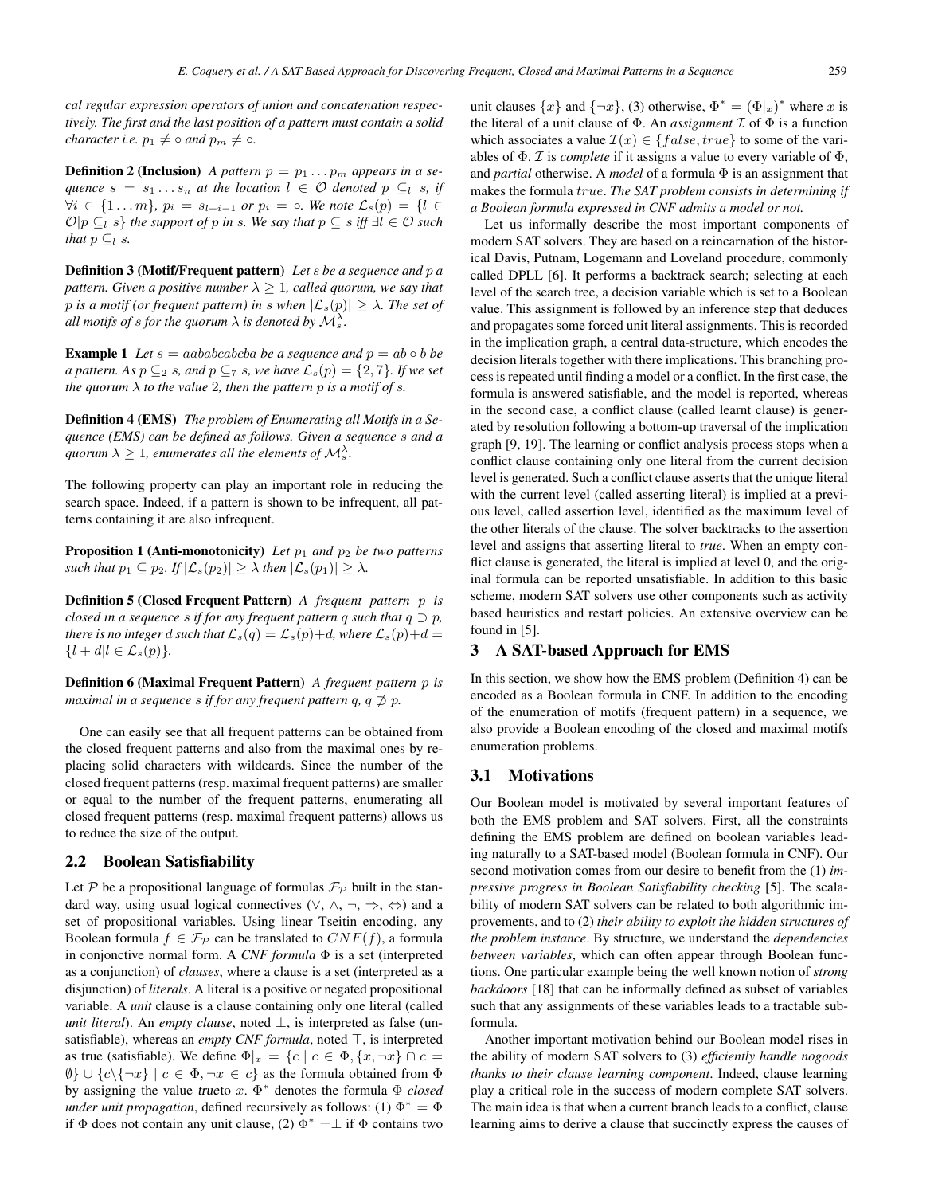*cal regular expression operators of union and concatenation respectively. The first and the last position of a pattern must contain a solid character i.e. $p_1 \neq \circ$ and $p_m \neq \circ$.*

**Definition 2 (Inclusion)** *A pattern $p = p_1 \dots p_m$ appears in a sequence $s = s_1 \dots s_n$ at the location $l \in \mathcal{O}$ denoted $p \subseteq_l s$, if $\forall i \in \{1 \dots m\}$, $p_i = s_{l+i-1}$ or $p_i = \circ$. We note $\mathcal{L}_s(p) = \{l \in \mathcal{O} | p \subseteq_l s\}$ the support of $p$ in $s$. We say that $p \subseteq s$ iff $\exists l \in \mathcal{O}$ such that $p \subseteq_l s$.*

**Definition 3 (Motif/Frequent pattern)** *Let $s$ be a sequence and $p$ a pattern. Given a positive number $\lambda \geq 1$, called quorum, we say that $p$ is a motif (or frequent pattern) in $s$ when $|\mathcal{L}_s(p)| \geq \lambda$. The set of all motifs of $s$ for the quorum $\lambda$ is denoted by $\mathcal{M}_s^\lambda$.*

**Example 1** *Let $s = aabab cabcba$ be a sequence and $p = ab \circ b$ be a pattern. As $p \subseteq_2 s$, and $p \subseteq_7 s$, we have $\mathcal{L}_s(p) = \{2, 7\}$. If we set the quorum $\lambda$ to the value 2, then the pattern $p$ is a motif of $s$.*

**Definition 4 (EMS)** *The problem of Enumerating all Motifs in a Sequence (EMS) can be defined as follows. Given a sequence $s$ and a quorum $\lambda \geq 1$, enumerates all the elements of $\mathcal{M}_s^\lambda$.*

The following property can play an important role in reducing the search space. Indeed, if a pattern is shown to be infrequent, all patterns containing it are also infrequent.

**Proposition 1 (Anti-monotonicity)** *Let $p_1$ and $p_2$ be two patterns such that $p_1 \subseteq p_2$. If $|\mathcal{L}_s(p_2)| \geq \lambda$ then $|\mathcal{L}_s(p_1)| \geq \lambda$.*

**Definition 5 (Closed Frequent Pattern)** *A frequent pattern $p$ is closed in a sequence $s$ if for any frequent pattern $q$ such that $q \supset p$, there is no integer $d$ such that $\mathcal{L}_s(q) = \mathcal{L}_s(p) + d$, where $\mathcal{L}_s(p) + d = \{l + d | l \in \mathcal{L}_s(p)\}$.*

**Definition 6 (Maximal Frequent Pattern)** *A frequent pattern $p$ is maximal in a sequence $s$ if for any frequent pattern $q$, $q \not\supset p$.*

One can easily see that all frequent patterns can be obtained from the closed frequent patterns and also from the maximal ones by replacing solid characters with wildcards. Since the number of the closed frequent patterns (resp. maximal frequent patterns) are smaller or equal to the number of the frequent patterns, enumerating all closed frequent patterns (resp. maximal frequent patterns) allows us to reduce the size of the output.

## 2.2 Boolean Satisfiability

Let $\mathcal{P}$ be a propositional language of formulas $\mathcal{F}_\mathcal{P}$ built in the standard way, using usual logical connectives ($\vee$, $\wedge$, $\neg$, $\Rightarrow$, $\Leftrightarrow$) and a set of propositional variables. Using linear Tseitin encoding, any Boolean formula $f \in \mathcal{F}_\mathcal{P}$ can be translated to $CNF(f)$, a formula in conjonctive normal form. A *CNF formula* $\Phi$ is a set (interpreted as a conjunction) of *clauses*, where a clause is a set (interpreted as a disjunction) of *literals*. A literal is a positive or negated propositional variable. A *unit* clause is a clause containing only one literal (called *unit literal*). An *empty clause*, noted $\perp$, is interpreted as false (unsatisfiable), whereas an *empty CNF formula*, noted $\top$, is interpreted as true (satisfiable). We define $\Phi|_x = \{c \mid c \in \Phi, \{x, \neg x\} \cap c = \emptyset\} \cup \{c \backslash \{\neg x\} \mid c \in \Phi, \neg x \in c\}$ as the formula obtained from $\Phi$ by assigning the value *true*to $x$. $\Phi^*$ denotes the formula $\Phi$ *closed under unit propagation*, defined recursively as follows: (1) $\Phi^* = \Phi$ if $\Phi$ does not contain any unit clause, (2) $\Phi^* = \perp$ if $\Phi$ contains two unit clauses $\{x\}$ and $\{\neg x\}$, (3) otherwise, $\Phi^* = (\Phi|_x)^*$ where $x$ is the literal of a unit clause of $\Phi$. An *assignment* $\mathcal{I}$ of $\Phi$ is a function which associates a value $\mathcal{I}(x) \in \{false, true\}$ to some of the variables of $\Phi$. $\mathcal{I}$ is *complete* if it assigns a value to every variable of $\Phi$, and *partial* otherwise. A *model* of a formula $\Phi$ is an assignment that makes the formula $true$. *The SAT problem consists in determining if a Boolean formula expressed in CNF admits a model or not.*

Let us informally describe the most important components of modern SAT solvers. They are based on a reincarnation of the historical Davis, Putnam, Logemann and Loveland procedure, commonly called DPLL [6]. It performs a backtrack search; selecting at each level of the search tree, a decision variable which is set to a Boolean value. This assignment is followed by an inference step that deduces and propagates some forced unit literal assignments. This is recorded in the implication graph, a central data-structure, which encodes the decision literals together with there implications. This branching process is repeated until finding a model or a conflict. In the first case, the formula is answered satisfiable, and the model is reported, whereas in the second case, a conflict clause (called learnt clause) is generated by resolution following a bottom-up traversal of the implication graph [9, 19]. The learning or conflict analysis process stops when a conflict clause containing only one literal from the current decision level is generated. Such a conflict clause asserts that the unique literal with the current level (called asserting literal) is implied at a previous level, called assertion level, identified as the maximum level of the other literals of the clause. The solver backtracks to the assertion level and assigns that asserting literal to *true*. When an empty conflict clause is generated, the literal is implied at level 0, and the original formula can be reported unsatisfiable. In addition to this basic scheme, modern SAT solvers use other components such as activity based heuristics and restart policies. An extensive overview can be found in [5].

# 3 A SAT-based Approach for EMS

In this section, we show how the EMS problem (Definition 4) can be encoded as a Boolean formula in CNF. In addition to the encoding of the enumeration of motifs (frequent pattern) in a sequence, we also provide a Boolean encoding of the closed and maximal motifs enumeration problems.

## 3.1 Motivations

Our Boolean model is motivated by several important features of both the EMS problem and SAT solvers. First, all the constraints defining the EMS problem are defined on boolean variables leading naturally to a SAT-based model (Boolean formula in CNF). Our second motivation comes from our desire to benefit from the (1) *impressive progress in Boolean Satisfiability checking* [5]. The scalability of modern SAT solvers can be related to both algorithmic improvements, and to (2) *their ability to exploit the hidden structures of the problem instance*. By structure, we understand the *dependencies between variables*, which can often appear through Boolean functions. One particular example being the well known notion of *strong backdoors* [18] that can be informally defined as subset of variables such that any assignments of these variables leads to a tractable subformula.

Another important motivation behind our Boolean model rises in the ability of modern SAT solvers to (3) *efficiently handle nogoods thanks to their clause learning component*. Indeed, clause learning play a critical role in the success of modern complete SAT solvers. The main idea is that when a current branch leads to a conflict, clause learning aims to derive a clause that succinctly express the causes of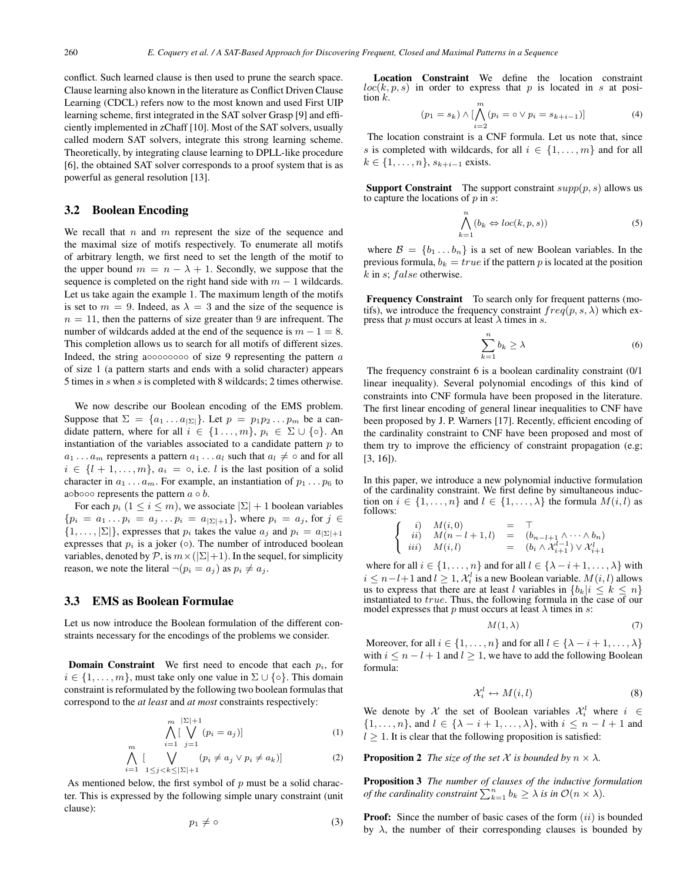conflict. Such learned clause is then used to prune the search space. Clause learning also known in the literature as Conflict Driven Clause Learning (CDCL) refers now to the most known and used First UIP learning scheme, first integrated in the SAT solver Grasp [9] and efficiently implemented in zChaff [10]. Most of the SAT solvers, usually called modern SAT solvers, integrate this strong learning scheme. Theoretically, by integrating clause learning to DPLL-like procedure [6], the obtained SAT solver corresponds to a proof system that is as powerful as general resolution [13].

### 3.2 Boolean Encoding

We recall that $n$ and $m$ represent the size of the sequence and the maximal size of motifs respectively. To enumerate all motifs of arbitrary length, we first need to set the length of the motif to the upper bound $m = n - \lambda + 1$. Secondly, we suppose that the sequence is completed on the right hand side with $m - 1$ wildcards. Let us take again the example 1. The maximum length of the motifs is set to $m = 9$. Indeed, as $\lambda = 3$ and the size of the sequence is $n = 11$, then the patterns of size greater than 9 are infrequent. The number of wildcards added at the end of the sequence is $m - 1 = 8$. This completion allows us to search for all motifs of different sizes. Indeed, the string a$\circ\circ\circ\circ\circ\circ\circ\circ$ of size 9 representing the pattern $a$ of size 1 (a pattern starts and ends with a solid character) appears 5 times in $s$ when $s$ is completed with 8 wildcards; 2 times otherwise.

We now describe our Boolean encoding of the EMS problem. Suppose that $\Sigma = \{a_1 \dots a_{|\Sigma|}\}$. Let $p = p_1 p_2 \dots p_m$ be a candidate pattern, where for all $i \in \{1 \dots, m\}$, $p_i \in \Sigma \cup \{\circ\}$. An instantiation of the variables associated to a candidate pattern $p$ to $a_1 \dots a_m$ represents a pattern $a_1 \dots a_l$ such that $a_l \neq \circ$ and for all $i \in \{l+1, \dots, m\}$, $a_i = \circ$, i.e. $l$ is the last position of a solid character in $a_1 \dots a_m$. For example, an instantiation of $p_1 \dots p_6$ to a$\circ$b$\circ\circ\circ$ represents the pattern $a \circ b$.

For each $p_i$ ($1 \leq i \leq m$), we associate $|\Sigma| + 1$ boolean variables $\{p_i = a_1 \dots p_i = a_j \dots p_i = a_{|\Sigma|+1}\}$, where $p_i = a_j$, for $j \in \{1, \dots, |\Sigma|\}$, expresses that $p_i$ takes the value $a_j$ and $p_i = a_{|\Sigma|+1}$ expresses that $p_i$ is a joker ($\circ$). The number of introduced boolean variables, denoted by $\mathcal{P}$, is $m \times (|\Sigma| + 1)$. In the sequel, for simplicity reason, we note the literal $\neg(p_i = a_j)$ as $p_i \neq a_j$.

### 3.3 EMS as Boolean Formulae

Let us now introduce the Boolean formulation of the different constraints necessary for the encodings of the problems we consider.

**Domain Constraint** We first need to encode that each $p_i$, for $i \in \{1, \dots, m\}$, must take only one value in $\Sigma \cup \{\circ\}$. This domain constraint is reformulated by the following two boolean formulas that correspond to the *at least* and *at most* constraints respectively:

$$\bigwedge_{i=1}^{m} [\bigvee_{j=1}^{|\Sigma|+1} (p_i = a_j)] \tag{1}$$

$$\bigwedge_{i=1}^{m} [\bigvee_{1 \leq j < k \leq |\Sigma|+1} (p_i \neq a_j \vee p_i \neq a_k)] \tag{2}$$

As mentioned below, the first symbol of $p$ must be a solid character. This is expressed by the following simple unary constraint (unit clause):

$$p_1 \neq \circ \tag{3}$$

**Location Constraint** We define the location constraint $loc(k, p, s)$ in order to express that $p$ is located in $s$ at position $k$.

$$(p_1 = s_k) \wedge [\bigwedge_{i=2}^{m} (p_i = \circ \vee p_i = s_{k+i-1})] \tag{4}$$

The location constraint is a CNF formula. Let us note that, since $s$ is completed with wildcards, for all $i \in \{1, \dots, m\}$ and for all $k \in \{1, \dots, n\}$, $s_{k+i-1}$ exists.

**Support Constraint** The support constraint $supp(p, s)$ allows us to capture the locations of $p$ in $s$:

$$\bigwedge_{k=1}^{n} (b_k \Leftrightarrow loc(k, p, s)) \tag{5}$$

where $\mathcal{B} = \{b_1 \dots b_n\}$ is a set of new Boolean variables. In the previous formula, $b_k = true$ if the pattern $p$ is located at the position $k$ in $s$; $false$ otherwise.

**Frequency Constraint** To search only for frequent patterns (motifs), we introduce the frequency constraint $freq(p, s, \lambda)$ which express that $p$ must occurs at least $\lambda$ times in $s$.

$$\sum_{k=1}^{n} b_k \geq \lambda \tag{6}$$

The frequency constraint 6 is a boolean cardinality constraint (0/1 linear inequality). Several polynomial encodings of this kind of constraints into CNF formula have been proposed in the literature. The first linear encoding of general linear inequalities to CNF have been proposed by J. P. Warners [17]. Recently, efficient encoding of the cardinality constraint to CNF have been proposed and most of them try to improve the efficiency of constraint propagation (e.g; [3, 16]).

In this paper, we introduce a new polynomial inductive formulation of the cardinality constraint. We first define by simultaneous induction on $i \in \{1, \dots, n\}$ and $l \in \{1, \dots, \lambda\}$ the formula $M(i, l)$ as follows:

$$\begin{cases} i) & M(i, 0) & = & \top \\ ii) & M(n-l+1, l) & = & (b_{n-l+1} \wedge \dots \wedge b_n) \\ iii) & M(i, l) & = & (b_i \wedge \mathcal{X}_{i+1}^{l-1}) \vee \mathcal{X}_{i+1}^{l} \end{cases}$$

where for all $i \in \{1, \dots, n\}$ and for all $l \in \{\lambda - i + 1, \dots, \lambda\}$ with $i \leq n - l + 1$ and $l \geq 1$, $\mathcal{X}_i^l$ is a new Boolean variable. $M(i, l)$ allows us to express that there are at least $l$ variables in $\{b_k | i \leq k \leq n\}$ instantiated to $true$. Thus, the following formula in the case of our model expresses that $p$ must occurs at least $\lambda$ times in $s$:

$$M(1, \lambda) \tag{7}$$

Moreover, for all $i \in \{1, \dots, n\}$ and for all $l \in \{\lambda - i + 1, \dots, \lambda\}$ with $i \leq n - l + 1$ and $l \geq 1$, we have to add the following Boolean formula:

$$\mathcal{X}_i^l \leftrightarrow M(i, l) \tag{8}$$

We denote by $\mathcal{X}$ the set of Boolean variables $\mathcal{X}_i^l$ where $i \in \{1, \dots, n\}$, and $l \in \{\lambda - i + 1, \dots, \lambda\}$, with $i \leq n - l + 1$ and $l \geq 1$. It is clear that the following proposition is satisfied:

**Proposition 2** *The size of the set $\mathcal{X}$ is bounded by $n \times \lambda$.*

**Proposition 3** *The number of clauses of the inductive formulation of the cardinality constraint $\sum_{k=1}^{n} b_k \geq \lambda$ is in $\mathcal{O}(n \times \lambda)$.*

**Proof:** Since the number of basic cases of the form $(ii)$ is bounded by $\lambda$, the number of their corresponding clauses is bounded by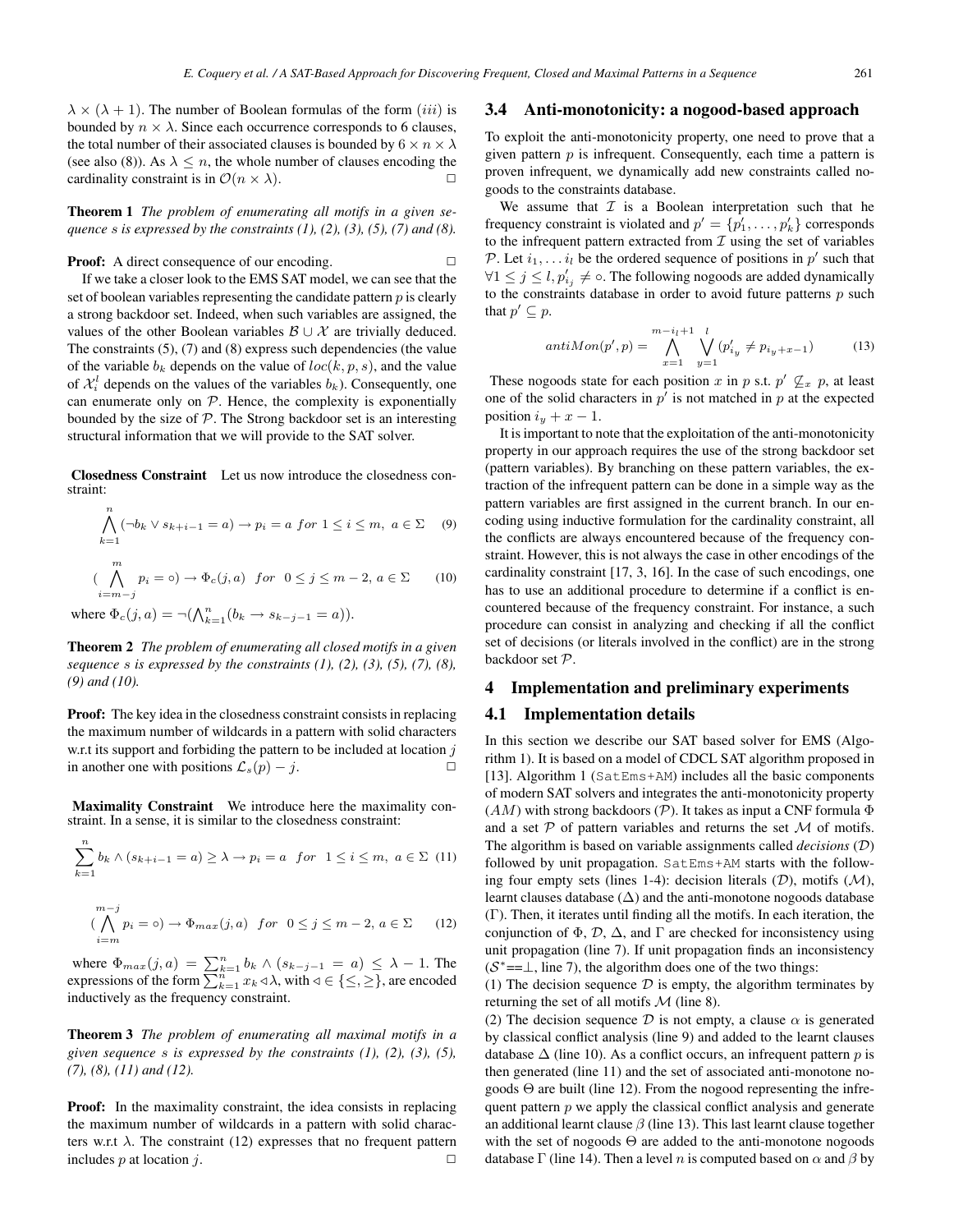$\lambda \times (\lambda + 1)$. The number of Boolean formulas of the form $(iii)$ is bounded by $n \times \lambda$. Since each occurrence corresponds to 6 clauses, the total number of their associated clauses is bounded by $6 \times n \times \lambda$ (see also (8)). As $\lambda \leq n$, the whole number of clauses encoding the cardinality constraint is in $\mathcal{O}(n \times \lambda)$. □

**Theorem 1** *The problem of enumerating all motifs in a given sequence s is expressed by the constraints (1), (2), (3), (5), (7) and (8).*

**Proof:** A direct consequence of our encoding. □

If we take a closer look to the EMS SAT model, we can see that the set of boolean variables representing the candidate pattern $p$ is clearly a strong backdoor set. Indeed, when such variables are assigned, the values of the other Boolean variables $\mathcal{B} \cup \mathcal{X}$ are trivially deduced. The constraints (5), (7) and (8) express such dependencies (the value of the variable $b_k$ depends on the value of $loc(k, p, s)$, and the value of $\mathcal{X}_i^l$ depends on the values of the variables $b_k$). Consequently, one can enumerate only on $\mathcal{P}$. Hence, the complexity is exponentially bounded by the size of $\mathcal{P}$. The Strong backdoor set is an interesting structural information that we will provide to the SAT solver.

**Closedness Constraint** Let us now introduce the closedness constraint:

$$\bigwedge_{k=1}^{n} (\neg b_k \vee s_{k+i-1} = a) \rightarrow p_i = a \;\; for \;\; 1 \leq i \leq m, \; a \in \Sigma \quad (9)$$

$$(\bigwedge_{i=m-j}^{m} p_i = \circ) \rightarrow \Phi_c(j, a) \;\; for \;\; 0 \leq j \leq m-2, \; a \in \Sigma \quad (10)$$

where $\Phi_c(j, a) = \neg(\bigwedge_{k=1}^{n}(b_k \rightarrow s_{k-j-1} = a))$.

**Theorem 2** *The problem of enumerating all closed motifs in a given sequence s is expressed by the constraints (1), (2), (3), (5), (7), (8), (9) and (10).*

**Proof:** The key idea in the closedness constraint consists in replacing the maximum number of wildcards in a pattern with solid characters w.r.t its support and forbiding the pattern to be included at location $j$ in another one with positions $\mathcal{L}_s(p) - j$. □

**Maximality Constraint** We introduce here the maximality constraint. In a sense, it is similar to the closedness constraint:

$$\sum_{k=1}^{n} b_k \wedge (s_{k+i-1} = a) \geq \lambda \rightarrow p_i = a \;\; for \;\; 1 \leq i \leq m, \; a \in \Sigma \quad (11)$$

$$(\bigwedge_{i=m}^{m-j} p_i = \circ) \rightarrow \Phi_{max}(j, a) \;\; for \;\; 0 \leq j \leq m-2, \; a \in \Sigma \quad (12)$$

where $\Phi_{max}(j, a) = \sum_{k=1}^{n} b_k \wedge (s_{k-j-1} = a) \leq \lambda - 1$. The expressions of the form $\sum_{k=1}^{n} x_k \triangleleft \lambda$, with $\triangleleft \in \{\leq, \geq\}$, are encoded inductively as the frequency constraint.

**Theorem 3** *The problem of enumerating all maximal motifs in a given sequence s is expressed by the constraints (1), (2), (3), (5), (7), (8), (11) and (12).*

**Proof:** In the maximality constraint, the idea consists in replacing the maximum number of wildcards in a pattern with solid characters w.r.t $\lambda$. The constraint (12) expresses that no frequent pattern includes $p$ at location $j$. □

## 3.4 Anti-monotonicity: a nogood-based approach

To exploit the anti-monotonicity property, one need to prove that a given pattern $p$ is infrequent. Consequently, each time a pattern is proven infrequent, we dynamically add new constraints called nogoods to the constraints database.

We assume that $\mathcal{I}$ is a Boolean interpretation such that he frequency constraint is violated and $p' = \{p'_1, \ldots, p'_k\}$ corresponds to the infrequent pattern extracted from $\mathcal{I}$ using the set of variables $\mathcal{P}$. Let $i_1, \ldots i_l$ be the ordered sequence of positions in $p'$ such that $\forall 1 \leq j \leq l, p'_{i_j} \neq \circ$. The following nogoods are added dynamically to the constraints database in order to avoid future patterns $p$ such that $p' \subseteq p$.

$$antiMon(p', p) = \bigwedge_{x=1}^{m-i_l+1} \bigvee_{y=1}^{l} (p'_{i_y} \neq p_{i_y+x-1}) \quad (13)$$

These nogoods state for each position $x$ in $p$ s.t. $p' \not\subseteq_x p$, at least one of the solid characters in $p'$ is not matched in $p$ at the expected position $i_y + x - 1$.

It is important to note that the exploitation of the anti-monotonicity property in our approach requires the use of the strong backdoor set (pattern variables). By branching on these pattern variables, the extraction of the infrequent pattern can be done in a simple way as the pattern variables are first assigned in the current branch. In our encoding using inductive formulation for the cardinality constraint, all the conflicts are always encountered because of the frequency constraint. However, this is not always the case in other encodings of the cardinality constraint [17, 3, 16]. In the case of such encodings, one has to use an additional procedure to determine if a conflict is encountered because of the frequency constraint. For instance, a such procedure can consist in analyzing and checking if all the conflict set of decisions (or literals involved in the conflict) are in the strong backdoor set $\mathcal{P}$.

# 4 Implementation and preliminary experiments

## 4.1 Implementation details

In this section we describe our SAT based solver for EMS (Algorithm 1). It is based on a model of CDCL SAT algorithm proposed in [13]. Algorithm 1 (`SatEms+AM`) includes all the basic components of modern SAT solvers and integrates the anti-monotonicity property ($AM$) with strong backdoors ($\mathcal{P}$). It takes as input a CNF formula $\Phi$ and a set $\mathcal{P}$ of pattern variables and returns the set $\mathcal{M}$ of motifs. The algorithm is based on variable assignments called *decisions* ($\mathcal{D}$) followed by unit propagation. `SatEms+AM` starts with the following four empty sets (lines 1-4): decision literals ($\mathcal{D}$), motifs ($\mathcal{M}$), learnt clauses database ($\Delta$) and the anti-monotone nogoods database ($\Gamma$). Then, it iterates until finding all the motifs. In each iteration, the conjunction of $\Phi$, $\mathcal{D}$, $\Delta$, and $\Gamma$ are checked for inconsistency using unit propagation (line 7). If unit propagation finds an inconsistency ($\mathcal{S}^*$==$\perp$, line 7), the algorithm does one of the two things:

(1) The decision sequence $\mathcal{D}$ is empty, the algorithm terminates by returning the set of all motifs $\mathcal{M}$ (line 8).

(2) The decision sequence $\mathcal{D}$ is not empty, a clause $\alpha$ is generated by classical conflict analysis (line 9) and added to the learnt clauses database $\Delta$ (line 10). As a conflict occurs, an infrequent pattern $p$ is then generated (line 11) and the set of associated anti-monotone nogoods $\Theta$ are built (line 12). From the nogood representing the infrequent pattern $p$ we apply the classical conflict analysis and generate an additional learnt clause $\beta$ (line 13). This last learnt clause together with the set of nogoods $\Theta$ are added to the anti-monotone nogoods database $\Gamma$ (line 14). Then a level $n$ is computed based on $\alpha$ and $\beta$ by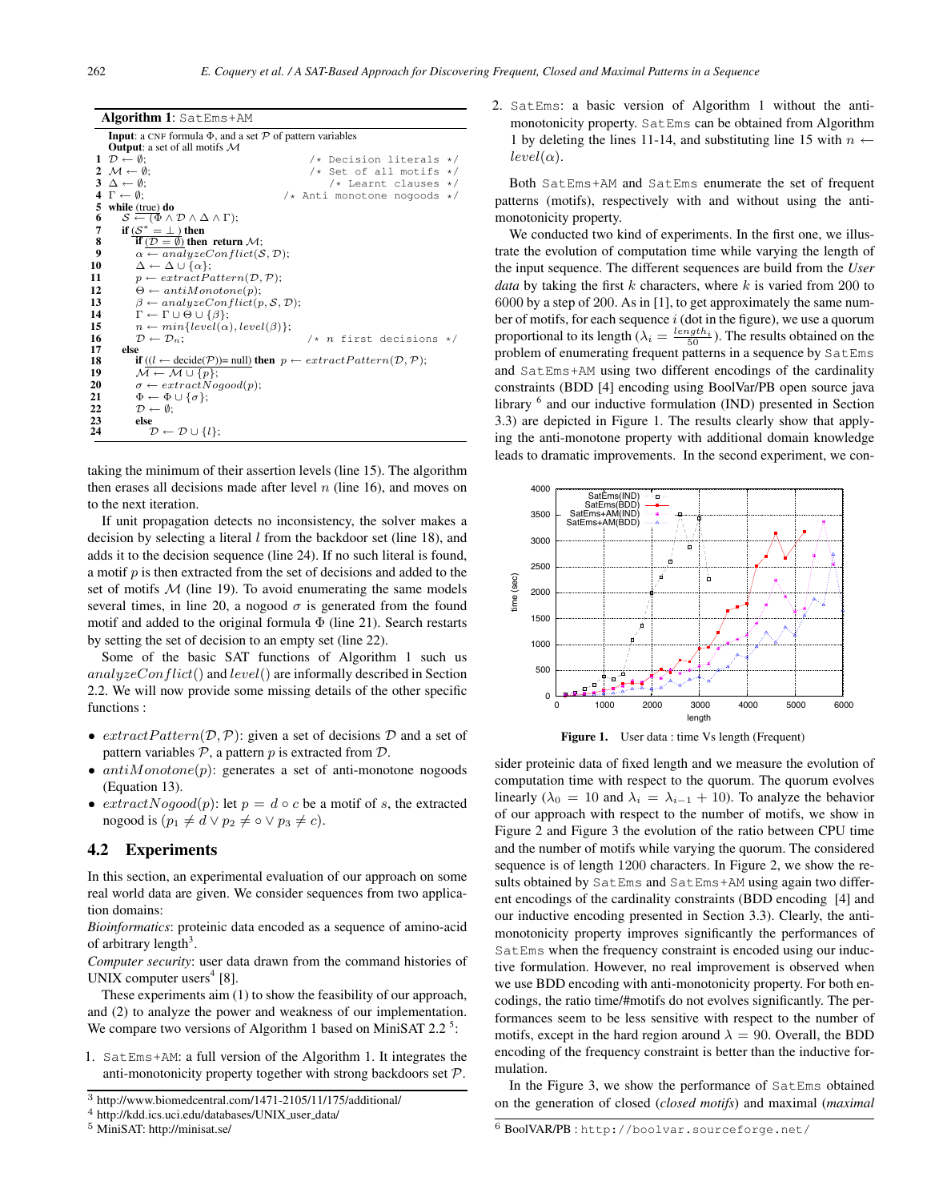**Algorithm 1**: SatEms+AM

**Input**: a CNF formula $\Phi$, and a set $\mathcal{P}$ of pattern variables
**Output**: a set of all motifs $\mathcal{M}$

```
1  D ← ∅;                                    /* Decision literals */
2  M ← ∅;                                    /* Set of all motifs */
3  Δ ← ∅;                                    /* Learnt clauses */
4  Γ ← ∅;                                    /* Anti monotone nogoods */
5  while (true) do
6      S ← (Φ ∧ D ∧ Δ ∧ Γ);
7      if (S* = ⊥ ) then
8          if (D = ∅) then return M;
9          α ← analyzeConflict(S, D);
10         Δ ← Δ ∪ {α};
11         p ← extractPattern(D, P);
12         Θ ← antiMonotone(p);
13         β ← analyzeConflict(p, S, D);
14         Γ ← Γ ∪ Θ ∪ {β};
15         n ← min{level(α), level(β)};
16         D ← D_n;                           /* n first decisions */
17     else
18         if ((l ← decide(P))= null) then p ← extractPattern(D, P);
19             M ← M ∪ {p};
20             σ ← extractNogood(p);
21             Φ ← Φ ∪ {σ};
22             D ← ∅;
23         else
24             D ← D ∪ {l};
```

taking the minimum of their assertion levels (line 15). The algorithm then erases all decisions made after level $n$ (line 16), and moves on to the next iteration.

If unit propagation detects no inconsistency, the solver makes a decision by selecting a literal $l$ from the backdoor set (line 18), and adds it to the decision sequence (line 24). If no such literal is found, a motif $p$ is then extracted from the set of decisions and added to the set of motifs $\mathcal{M}$ (line 19). To avoid enumerating the same models several times, in line 20, a nogood $\sigma$ is generated from the found motif and added to the original formula $\Phi$ (line 21). Search restarts by setting the set of decision to an empty set (line 22).

Some of the basic SAT functions of Algorithm 1 such us $analyzeConflict()$ and $level()$ are informally described in Section 2.2. We will now provide some missing details of the other specific functions :

- $extractPattern(\mathcal{D}, \mathcal{P})$: given a set of decisions $\mathcal{D}$ and a set of pattern variables $\mathcal{P}$, a pattern $p$ is extracted from $\mathcal{D}$.
- $antiMonotone(p)$: generates a set of anti-monotone nogoods (Equation 13).
- $extractNogood(p)$: let $p = d \circ c$ be a motif of $s$, the extracted nogood is $(p_1 \neq d \vee p_2 \neq \circ \vee p_3 \neq c)$.

## 4.2 Experiments

In this section, an experimental evaluation of our approach on some real world data are given. We consider sequences from two application domains:

*Bioinformatics*: proteinic data encoded as a sequence of amino-acid of arbitrary length[3].

*Computer security*: user data drawn from the command histories of UNIX computer users[4] [8].

These experiments aim (1) to show the feasibility of our approach, and (2) to analyze the power and weakness of our implementation. We compare two versions of Algorithm 1 based on MiniSAT 2.2 [5]:

1. SatEms+AM: a full version of the Algorithm 1. It integrates the anti-monotonicity property together with strong backdoors set $\mathcal{P}$.
2. SatEms: a basic version of Algorithm 1 without the anti-monotonicity property. SatEms can be obtained from Algorithm 1 by deleting the lines 11-14, and substituting line 15 with $n \leftarrow level(\alpha)$.

Both SatEms+AM and SatEms enumerate the set of frequent patterns (motifs), respectively with and without using the anti-monotonicity property.

We conducted two kind of experiments. In the first one, we illustrate the evolution of computation time while varying the length of the input sequence. The different sequences are build from the *User data* by taking the first $k$ characters, where $k$ is varied from 200 to 6000 by a step of 200. As in [1], to get approximately the same number of motifs, for each sequence $i$ (dot in the figure), we use a quorum proportional to its length ($\lambda_i = \frac{length_i}{50}$). The results obtained on the problem of enumerating frequent patterns in a sequence by SatEms and SatEms+AM using two different encodings of the cardinality constraints (BDD [4] encoding using BoolVar/PB open source java library [6] and our inductive formulation (IND) presented in Section 3.3) are depicted in Figure 1. The results clearly show that applying the anti-monotone property with additional domain knowledge leads to dramatic improvements. In the second experiment, we consider proteinic data of fixed length and we measure the evolution of computation time with respect to the quorum. The quorum evolves linearly ($\lambda_0 = 10$ and $\lambda_i = \lambda_{i-1} + 10$). To analyze the behavior of our approach with respect to the number of motifs, we show in Figure 2 and Figure 3 the evolution of the ratio between CPU time and the number of motifs while varying the quorum. The considered sequence is of length 1200 characters. In Figure 2, we show the results obtained by SatEms and SatEms+AM using again two different encodings of the cardinality constraints (BDD encoding [4] and our inductive encoding presented in Section 3.3). Clearly, the anti-monotonicity property improves significantly the performances of SatEms when the frequency constraint is encoded using our inductive formulation. However, no real improvement is observed when we use BDD encoding with anti-monotonicity property. For both encodings, the ratio time/#motifs do not evolves significantly. The performances seem to be less sensitive with respect to the number of motifs, except in the hard region around $\lambda = 90$. Overall, the BDD encoding of the frequency constraint is better than the inductive formulation.

**Figure 1.** User data : time Vs length (Frequent)

In the Figure 3, we show the performance of SatEms obtained on the generation of closed (*closed motifs*) and maximal (*maximal*

---

[3] http://www.biomedcentral.com/1471-2105/11/175/additional/

[4] http://kdd.ics.uci.edu/databases/UNIX_user_data/

[5] MiniSAT: http://minisat.se/

[6] BoolVAR/PB : http://boolvar.sourceforge.net/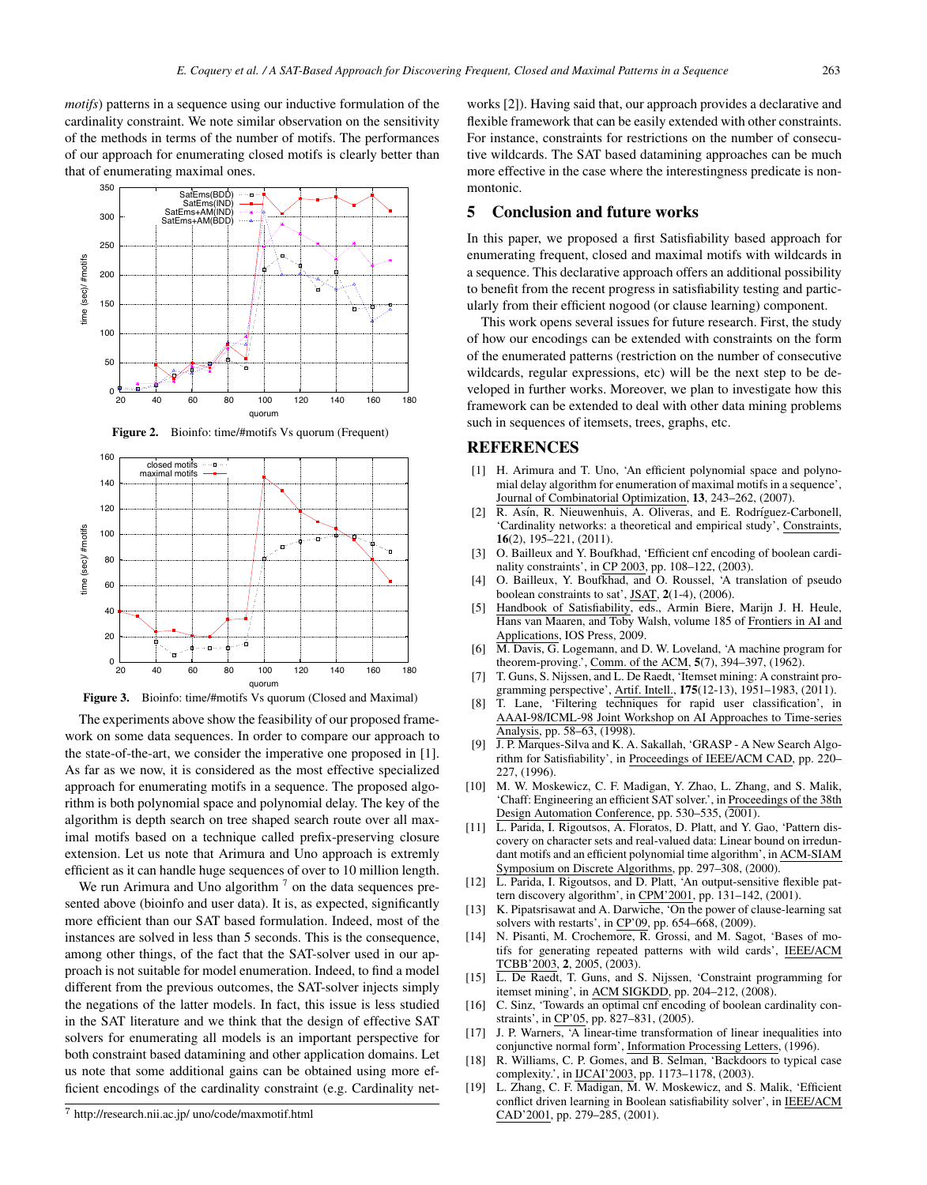*motifs*) patterns in a sequence using our inductive formulation of the cardinality constraint. We note similar observation on the sensitivity of the methods in terms of the number of motifs. The performances of our approach for enumerating closed motifs is clearly better than that of enumerating maximal ones.

SatEms(BDD)
SatEms(IND)
SatEms+AM(IND)
SatEms+AM(BDD)

time (sec)/ #motifs

quorum

0
50
100
150
200
250
300
350

20
40
60
80
100
120
140
160
180

**Figure 2.** Bioinfo: time/#motifs Vs quorum (Frequent)

closed motifs
maximal motifs

time (sec)/ #motifs

quorum

0
20
40
60
80
100
120
140
160

20
40
60
80
100
120
140
160
180

**Figure 3.** Bioinfo: time/#motifs Vs quorum (Closed and Maximal)

The experiments above show the feasibility of our proposed framework on some data sequences. In order to compare our approach to the state-of-the-art, we consider the imperative one proposed in [1]. As far as we now, it is considered as the most effective specialized approach for enumerating motifs in a sequence. The proposed algorithm is both polynomial space and polynomial delay. The key of the algorithm is depth search on tree shaped search route over all maximal motifs based on a technique called prefix-preserving closure extension. Let us note that Arimura and Uno approach is extremly efficient as it can handle huge sequences of over to 10 million length.

We run Arimura and Uno algorithm [7] on the data sequences presented above (bioinfo and user data). It is, as expected, significantly more efficient than our SAT based formulation. Indeed, most of the instances are solved in less than 5 seconds. This is the consequence, among other things, of the fact that the SAT-solver used in our approach is not suitable for model enumeration. Indeed, to find a model different from the previous outcomes, the SAT-solver injects simply the negations of the latter models. In fact, this issue is less studied in the SAT literature and we think that the design of effective SAT solvers for enumerating all models is an important perspective for both constraint based datamining and other application domains. Let us note that some additional gains can be obtained using more efficient encodings of the cardinality constraint (e.g. Cardinality networks [2]). Having said that, our approach provides a declarative and flexible framework that can be easily extended with other constraints. For instance, constraints for restrictions on the number of consecutive wildcards. The SAT based datamining approaches can be much more effective in the case where the interestingness predicate is non-montonic.

[7] http://research.nii.ac.jp/ uno/code/maxmotif.html

## 5 Conclusion and future works

In this paper, we proposed a first Satisfiability based approach for enumerating frequent, closed and maximal motifs with wildcards in a sequence. This declarative approach offers an additional possibility to benefit from the recent progress in satisfiability testing and particularly from their efficient nogood (or clause learning) component.

This work opens several issues for future research. First, the study of how our encodings can be extended with constraints on the form of the enumerated patterns (restriction on the number of consecutive wildcards, regular expressions, etc) will be the next step to be developed in further works. Moreover, we plan to investigate how this framework can be extended to deal with other data mining problems such in sequences of itemsets, trees, graphs, etc.

## REFERENCES

[1] H. Arimura and T. Uno, 'An efficient polynomial space and polynomial delay algorithm for enumeration of maximal motifs in a sequence', Journal of Combinatorial Optimization, **13**, 243–262, (2007).

[2] R. Asín, R. Nieuwenhuis, A. Oliveras, and E. Rodríguez-Carbonell, 'Cardinality networks: a theoretical and empirical study', Constraints, **16**(2), 195–221, (2011).

[3] O. Bailleux and Y. Boufkhad, 'Efficient cnf encoding of boolean cardinality constraints', in CP 2003, pp. 108–122, (2003).

[4] O. Bailleux, Y. Boufkhad, and O. Roussel, 'A translation of pseudo boolean constraints to sat', JSAT, **2**(1-4), (2006).

[5] Handbook of Satisfiability, eds., Armin Biere, Marijn J. H. Heule, Hans van Maaren, and Toby Walsh, volume 185 of Frontiers in AI and Applications, IOS Press, 2009.

[6] M. Davis, G. Logemann, and D. W. Loveland, 'A machine program for theorem-proving.', Comm. of the ACM, **5**(7), 394–397, (1962).

[7] T. Guns, S. Nijssen, and L. De Raedt, 'Itemset mining: A constraint programming perspective', Artif. Intell., **175**(12-13), 1951–1983, (2011).

[8] T. Lane, 'Filtering techniques for rapid user classification', in AAAI-98/ICML-98 Joint Workshop on AI Approaches to Time-series Analysis, pp. 58–63, (1998).

[9] J. P. Marques-Silva and K. A. Sakallah, 'GRASP - A New Search Algorithm for Satisfiability', in Proceedings of IEEE/ACM CAD, pp. 220–227, (1996).

[10] M. W. Moskewicz, C. F. Madigan, Y. Zhao, L. Zhang, and S. Malik, 'Chaff: Engineering an efficient SAT solver.', in Proceedings of the 38th Design Automation Conference, pp. 530–535, (2001).

[11] L. Parida, I. Rigoutsos, A. Floratos, D. Platt, and Y. Gao, 'Pattern discovery on character sets and real-valued data: Linear bound on irredundant motifs and an efficient polynomial time algorithm', in ACM-SIAM Symposium on Discrete Algorithms, pp. 297–308, (2000).

[12] L. Parida, I. Rigoutsos, and D. Platt, 'An output-sensitive flexible pattern discovery algorithm', in CPM'2001, pp. 131–142, (2001).

[13] K. Pipatsrisawat and A. Darwiche, 'On the power of clause-learning sat solvers with restarts', in CP'09, pp. 654–668, (2009).

[14] N. Pisanti, M. Crochemore, R. Grossi, and M. Sagot, 'Bases of motifs for generating repeated patterns with wild cards', IEEE/ACM TCBB'2003, **2**, 2005, (2003).

[15] L. De Raedt, T. Guns, and S. Nijssen, 'Constraint programming for itemset mining', in ACM SIGKDD, pp. 204–212, (2008).

[16] C. Sinz, 'Towards an optimal cnf encoding of boolean cardinality constraints', in CP'05, pp. 827–831, (2005).

[17] J. P. Warners, 'A linear-time transformation of linear inequalities into conjunctive normal form', Information Processing Letters, (1996).

[18] R. Williams, C. P. Gomes, and B. Selman, 'Backdoors to typical case complexity.', in IJCAI'2003, pp. 1173–1178, (2003).

[19] L. Zhang, C. F. Madigan, M. W. Moskewicz, and S. Malik, 'Efficient conflict driven learning in Boolean satisfiability solver', in IEEE/ACM CAD'2001, pp. 279–285, (2001).